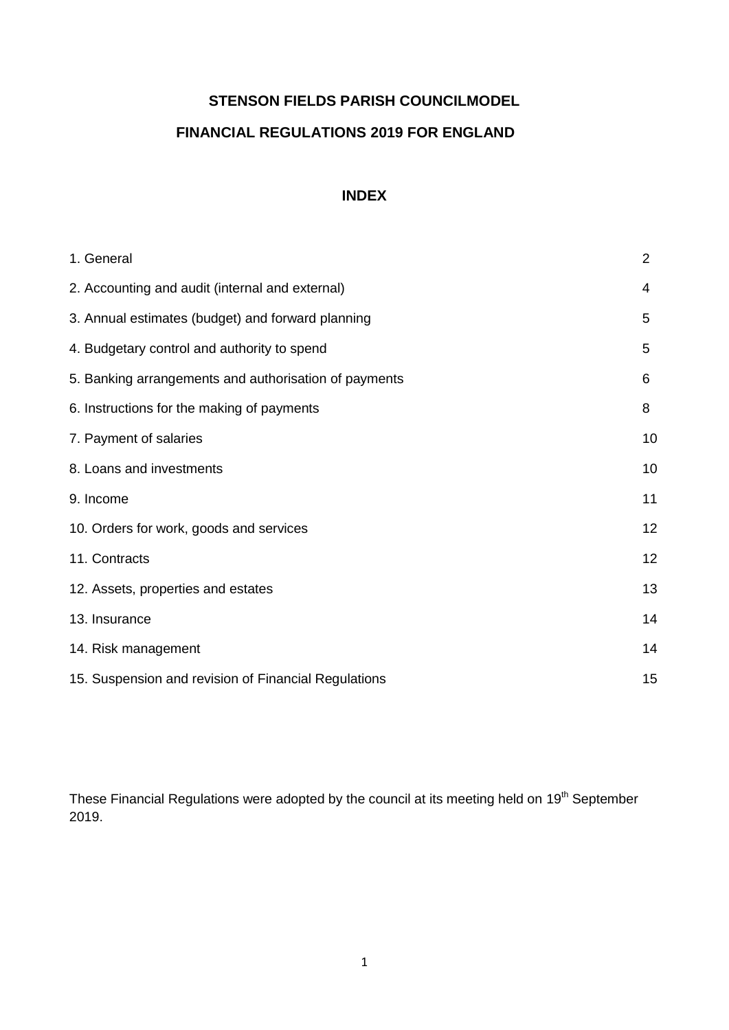# STENSON FIELDS PARISH COUNCILMODEL

# FINANCIAL REGULATIONS 2019 FOR ENGLAND

## INDEX

| | |
|---|---|
| 1. General | 2 |
| 2. Accounting and audit (internal and external) | 4 |
| 3. Annual estimates (budget) and forward planning | 5 |
| 4. Budgetary control and authority to spend | 5 |
| 5. Banking arrangements and authorisation of payments | 6 |
| 6. Instructions for the making of payments | 8 |
| 7. Payment of salaries | 10 |
| 8. Loans and investments | 10 |
| 9. Income | 11 |
| 10. Orders for work, goods and services | 12 |
| 11. Contracts | 12 |
| 12. Assets, properties and estates | 13 |
| 13. Insurance | 14 |
| 14. Risk management | 14 |
| 15. Suspension and revision of Financial Regulations | 15 |

These Financial Regulations were adopted by the council at its meeting held on 19th September 2019.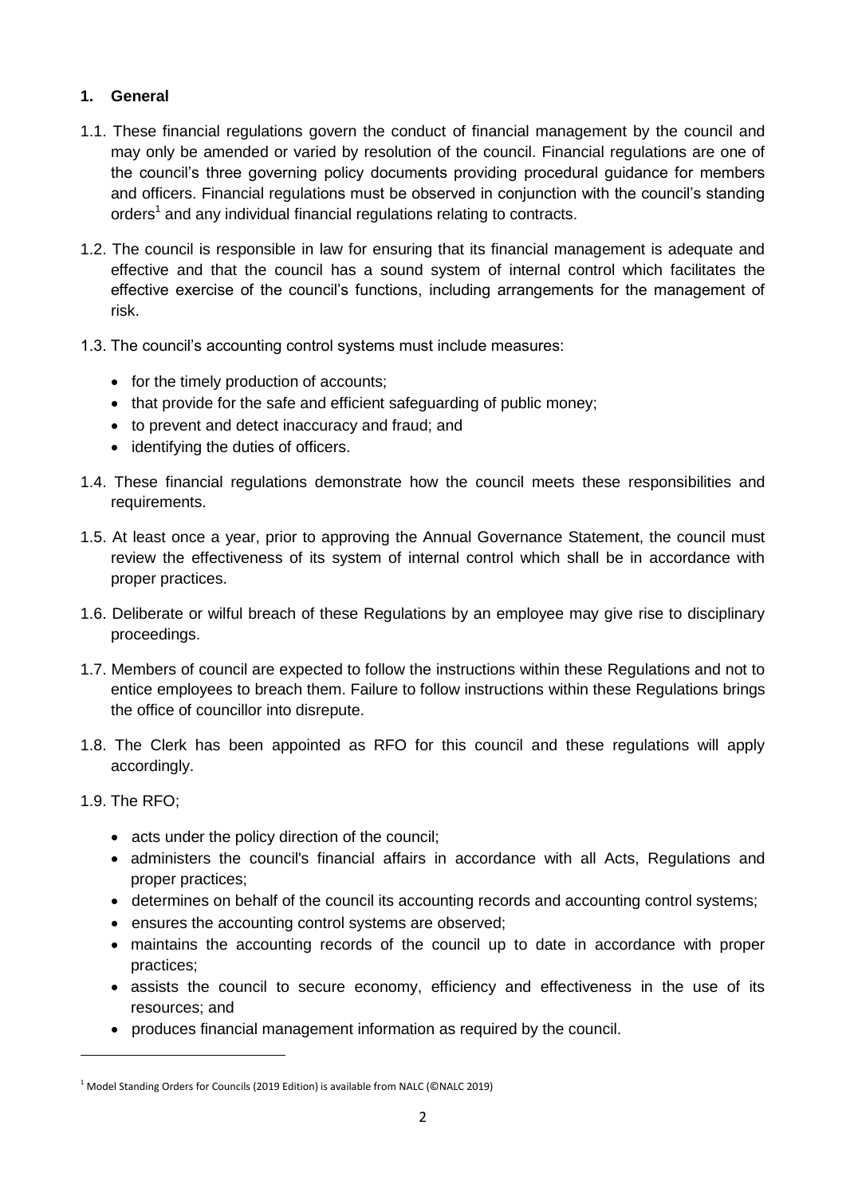## 1. General

1.1. These financial regulations govern the conduct of financial management by the council and may only be amended or varied by resolution of the council. Financial regulations are one of the council's three governing policy documents providing procedural guidance for members and officers. Financial regulations must be observed in conjunction with the council's standing orders[1] and any individual financial regulations relating to contracts.

1.2. The council is responsible in law for ensuring that its financial management is adequate and effective and that the council has a sound system of internal control which facilitates the effective exercise of the council's functions, including arrangements for the management of risk.

1.3. The council's accounting control systems must include measures:

- for the timely production of accounts;
- that provide for the safe and efficient safeguarding of public money;
- to prevent and detect inaccuracy and fraud; and
- identifying the duties of officers.

1.4. These financial regulations demonstrate how the council meets these responsibilities and requirements.

1.5. At least once a year, prior to approving the Annual Governance Statement, the council must review the effectiveness of its system of internal control which shall be in accordance with proper practices.

1.6. Deliberate or wilful breach of these Regulations by an employee may give rise to disciplinary proceedings.

1.7. Members of council are expected to follow the instructions within these Regulations and not to entice employees to breach them. Failure to follow instructions within these Regulations brings the office of councillor into disrepute.

1.8. The Clerk has been appointed as RFO for this council and these regulations will apply accordingly.

1.9. The RFO;

- acts under the policy direction of the council;
- administers the council's financial affairs in accordance with all Acts, Regulations and proper practices;
- determines on behalf of the council its accounting records and accounting control systems;
- ensures the accounting control systems are observed;
- maintains the accounting records of the council up to date in accordance with proper practices;
- assists the council to secure economy, efficiency and effectiveness in the use of its resources; and
- produces financial management information as required by the council.

---

[1] Model Standing Orders for Councils (2019 Edition) is available from NALC (©NALC 2019)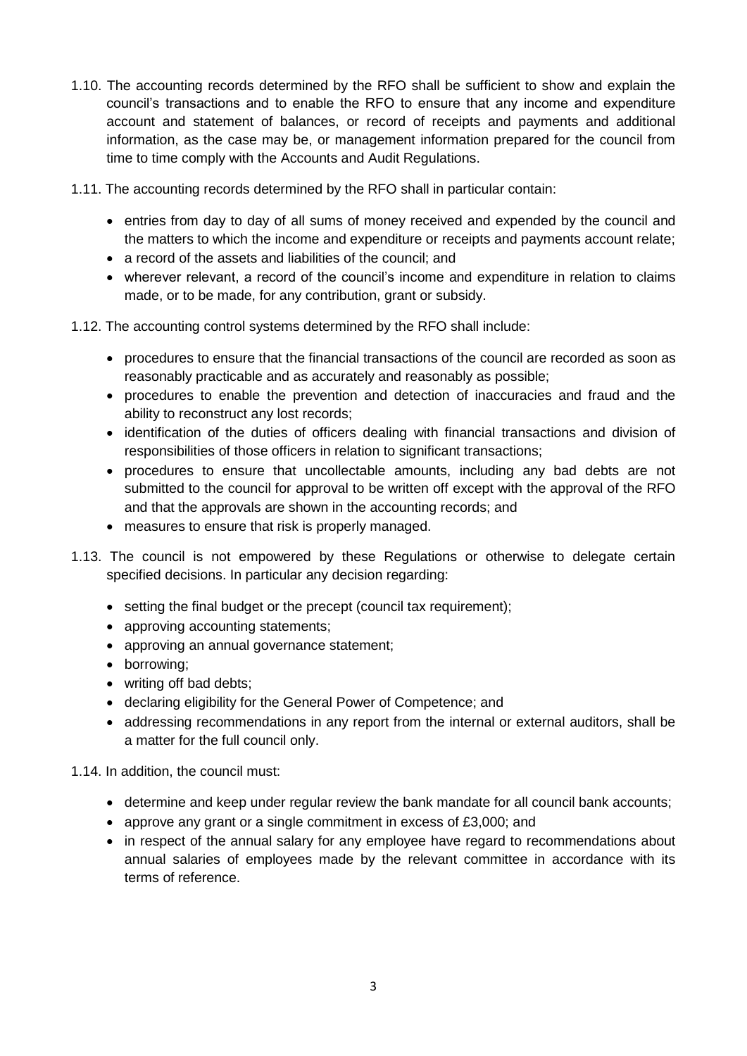1.10. The accounting records determined by the RFO shall be sufficient to show and explain the council's transactions and to enable the RFO to ensure that any income and expenditure account and statement of balances, or record of receipts and payments and additional information, as the case may be, or management information prepared for the council from time to time comply with the Accounts and Audit Regulations.

1.11. The accounting records determined by the RFO shall in particular contain:

- entries from day to day of all sums of money received and expended by the council and the matters to which the income and expenditure or receipts and payments account relate;
- a record of the assets and liabilities of the council; and
- wherever relevant, a record of the council's income and expenditure in relation to claims made, or to be made, for any contribution, grant or subsidy.

1.12. The accounting control systems determined by the RFO shall include:

- procedures to ensure that the financial transactions of the council are recorded as soon as reasonably practicable and as accurately and reasonably as possible;
- procedures to enable the prevention and detection of inaccuracies and fraud and the ability to reconstruct any lost records;
- identification of the duties of officers dealing with financial transactions and division of responsibilities of those officers in relation to significant transactions;
- procedures to ensure that uncollectable amounts, including any bad debts are not submitted to the council for approval to be written off except with the approval of the RFO and that the approvals are shown in the accounting records; and
- measures to ensure that risk is properly managed.

1.13. The council is not empowered by these Regulations or otherwise to delegate certain specified decisions. In particular any decision regarding:

- setting the final budget or the precept (council tax requirement);
- approving accounting statements;
- approving an annual governance statement;
- borrowing;
- writing off bad debts;
- declaring eligibility for the General Power of Competence; and
- addressing recommendations in any report from the internal or external auditors, shall be a matter for the full council only.

1.14. In addition, the council must:

- determine and keep under regular review the bank mandate for all council bank accounts;
- approve any grant or a single commitment in excess of £3,000; and
- in respect of the annual salary for any employee have regard to recommendations about annual salaries of employees made by the relevant committee in accordance with its terms of reference.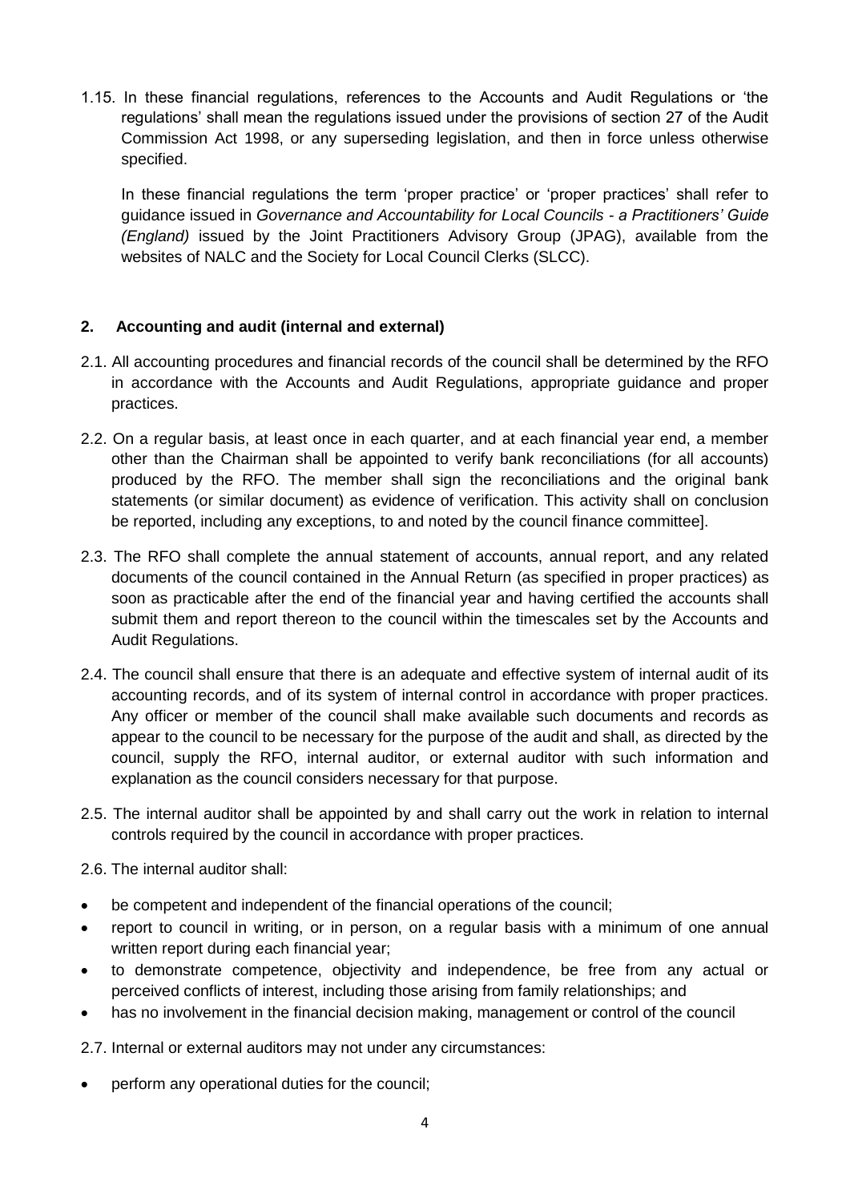1.15. In these financial regulations, references to the Accounts and Audit Regulations or 'the regulations' shall mean the regulations issued under the provisions of section 27 of the Audit Commission Act 1998, or any superseding legislation, and then in force unless otherwise specified.

In these financial regulations the term 'proper practice' or 'proper practices' shall refer to guidance issued in *Governance and Accountability for Local Councils - a Practitioners' Guide (England)* issued by the Joint Practitioners Advisory Group (JPAG), available from the websites of NALC and the Society for Local Council Clerks (SLCC).

## 2. Accounting and audit (internal and external)

2.1. All accounting procedures and financial records of the council shall be determined by the RFO in accordance with the Accounts and Audit Regulations, appropriate guidance and proper practices.

2.2. On a regular basis, at least once in each quarter, and at each financial year end, a member other than the Chairman shall be appointed to verify bank reconciliations (for all accounts) produced by the RFO. The member shall sign the reconciliations and the original bank statements (or similar document) as evidence of verification. This activity shall on conclusion be reported, including any exceptions, to and noted by the council finance committee].

2.3. The RFO shall complete the annual statement of accounts, annual report, and any related documents of the council contained in the Annual Return (as specified in proper practices) as soon as practicable after the end of the financial year and having certified the accounts shall submit them and report thereon to the council within the timescales set by the Accounts and Audit Regulations.

2.4. The council shall ensure that there is an adequate and effective system of internal audit of its accounting records, and of its system of internal control in accordance with proper practices. Any officer or member of the council shall make available such documents and records as appear to the council to be necessary for the purpose of the audit and shall, as directed by the council, supply the RFO, internal auditor, or external auditor with such information and explanation as the council considers necessary for that purpose.

2.5. The internal auditor shall be appointed by and shall carry out the work in relation to internal controls required by the council in accordance with proper practices.

2.6. The internal auditor shall:

- be competent and independent of the financial operations of the council;
- report to council in writing, or in person, on a regular basis with a minimum of one annual written report during each financial year;
- to demonstrate competence, objectivity and independence, be free from any actual or perceived conflicts of interest, including those arising from family relationships; and
- has no involvement in the financial decision making, management or control of the council

2.7. Internal or external auditors may not under any circumstances:

- perform any operational duties for the council;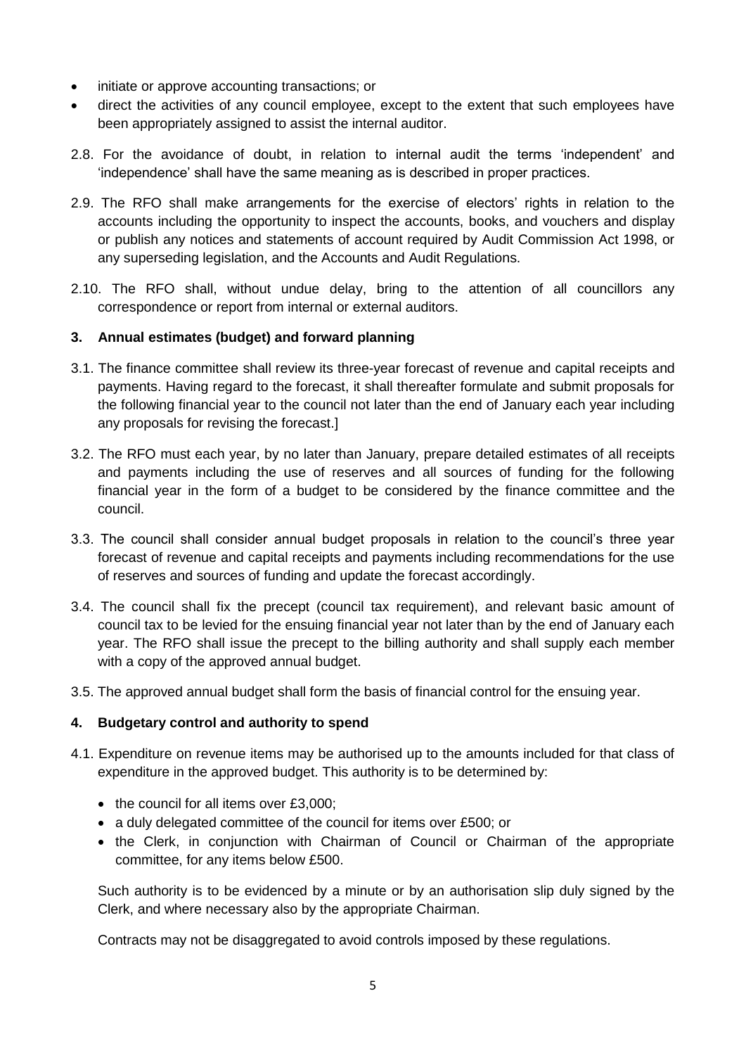- initiate or approve accounting transactions; or
- direct the activities of any council employee, except to the extent that such employees have been appropriately assigned to assist the internal auditor.

2.8. For the avoidance of doubt, in relation to internal audit the terms 'independent' and 'independence' shall have the same meaning as is described in proper practices.

2.9. The RFO shall make arrangements for the exercise of electors' rights in relation to the accounts including the opportunity to inspect the accounts, books, and vouchers and display or publish any notices and statements of account required by Audit Commission Act 1998, or any superseding legislation, and the Accounts and Audit Regulations.

2.10. The RFO shall, without undue delay, bring to the attention of all councillors any correspondence or report from internal or external auditors.

## 3. Annual estimates (budget) and forward planning

3.1. The finance committee shall review its three-year forecast of revenue and capital receipts and payments. Having regard to the forecast, it shall thereafter formulate and submit proposals for the following financial year to the council not later than the end of January each year including any proposals for revising the forecast.]

3.2. The RFO must each year, by no later than January, prepare detailed estimates of all receipts and payments including the use of reserves and all sources of funding for the following financial year in the form of a budget to be considered by the finance committee and the council.

3.3. The council shall consider annual budget proposals in relation to the council's three year forecast of revenue and capital receipts and payments including recommendations for the use of reserves and sources of funding and update the forecast accordingly.

3.4. The council shall fix the precept (council tax requirement), and relevant basic amount of council tax to be levied for the ensuing financial year not later than by the end of January each year. The RFO shall issue the precept to the billing authority and shall supply each member with a copy of the approved annual budget.

3.5. The approved annual budget shall form the basis of financial control for the ensuing year.

## 4. Budgetary control and authority to spend

4.1. Expenditure on revenue items may be authorised up to the amounts included for that class of expenditure in the approved budget. This authority is to be determined by:

- the council for all items over £3,000;
- a duly delegated committee of the council for items over £500; or
- the Clerk, in conjunction with Chairman of Council or Chairman of the appropriate committee, for any items below £500.

Such authority is to be evidenced by a minute or by an authorisation slip duly signed by the Clerk, and where necessary also by the appropriate Chairman.

Contracts may not be disaggregated to avoid controls imposed by these regulations.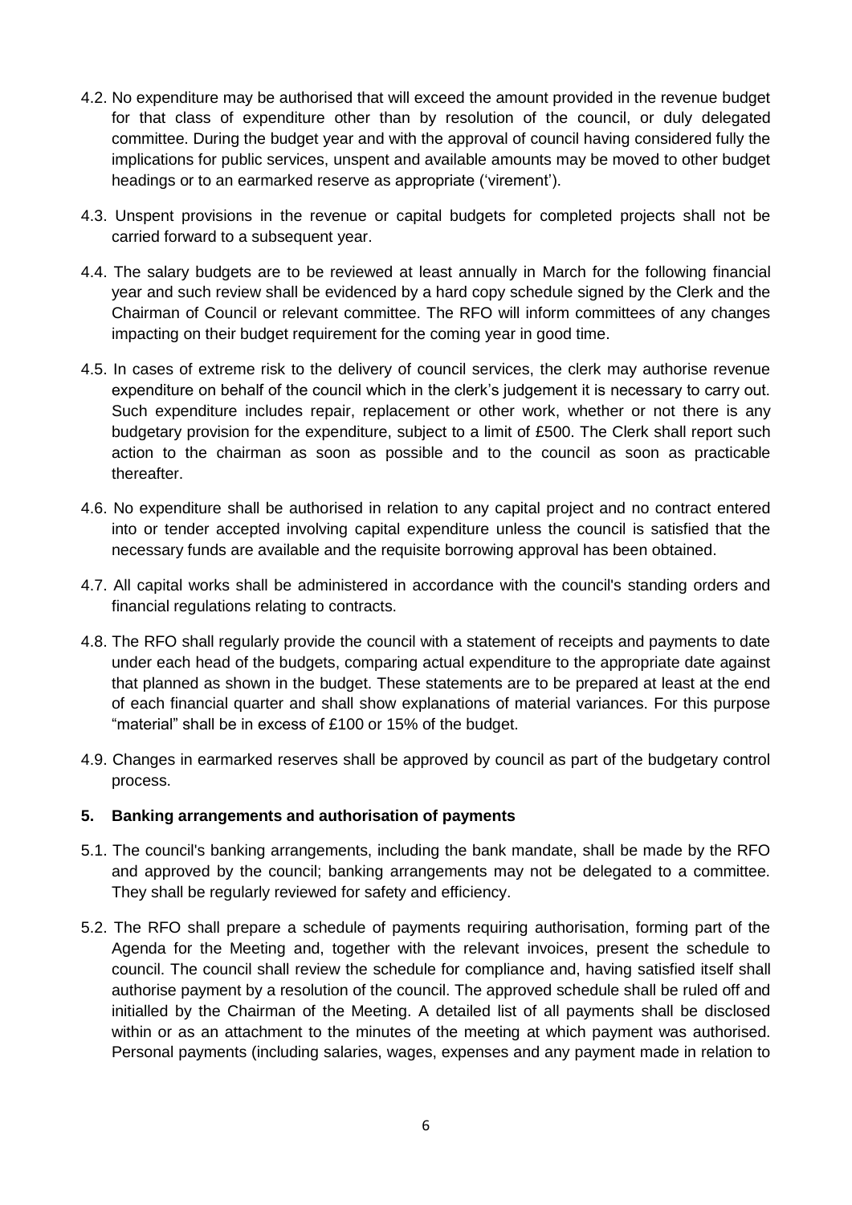4.2. No expenditure may be authorised that will exceed the amount provided in the revenue budget for that class of expenditure other than by resolution of the council, or duly delegated committee. During the budget year and with the approval of council having considered fully the implications for public services, unspent and available amounts may be moved to other budget headings or to an earmarked reserve as appropriate ('virement').

4.3. Unspent provisions in the revenue or capital budgets for completed projects shall not be carried forward to a subsequent year.

4.4. The salary budgets are to be reviewed at least annually in March for the following financial year and such review shall be evidenced by a hard copy schedule signed by the Clerk and the Chairman of Council or relevant committee. The RFO will inform committees of any changes impacting on their budget requirement for the coming year in good time.

4.5. In cases of extreme risk to the delivery of council services, the clerk may authorise revenue expenditure on behalf of the council which in the clerk's judgement it is necessary to carry out. Such expenditure includes repair, replacement or other work, whether or not there is any budgetary provision for the expenditure, subject to a limit of £500. The Clerk shall report such action to the chairman as soon as possible and to the council as soon as practicable thereafter.

4.6. No expenditure shall be authorised in relation to any capital project and no contract entered into or tender accepted involving capital expenditure unless the council is satisfied that the necessary funds are available and the requisite borrowing approval has been obtained.

4.7. All capital works shall be administered in accordance with the council's standing orders and financial regulations relating to contracts.

4.8. The RFO shall regularly provide the council with a statement of receipts and payments to date under each head of the budgets, comparing actual expenditure to the appropriate date against that planned as shown in the budget. These statements are to be prepared at least at the end of each financial quarter and shall show explanations of material variances. For this purpose "material" shall be in excess of £100 or 15% of the budget.

4.9. Changes in earmarked reserves shall be approved by council as part of the budgetary control process.

## 5. Banking arrangements and authorisation of payments

5.1. The council's banking arrangements, including the bank mandate, shall be made by the RFO and approved by the council; banking arrangements may not be delegated to a committee. They shall be regularly reviewed for safety and efficiency.

5.2. The RFO shall prepare a schedule of payments requiring authorisation, forming part of the Agenda for the Meeting and, together with the relevant invoices, present the schedule to council. The council shall review the schedule for compliance and, having satisfied itself shall authorise payment by a resolution of the council. The approved schedule shall be ruled off and initialled by the Chairman of the Meeting. A detailed list of all payments shall be disclosed within or as an attachment to the minutes of the meeting at which payment was authorised. Personal payments (including salaries, wages, expenses and any payment made in relation to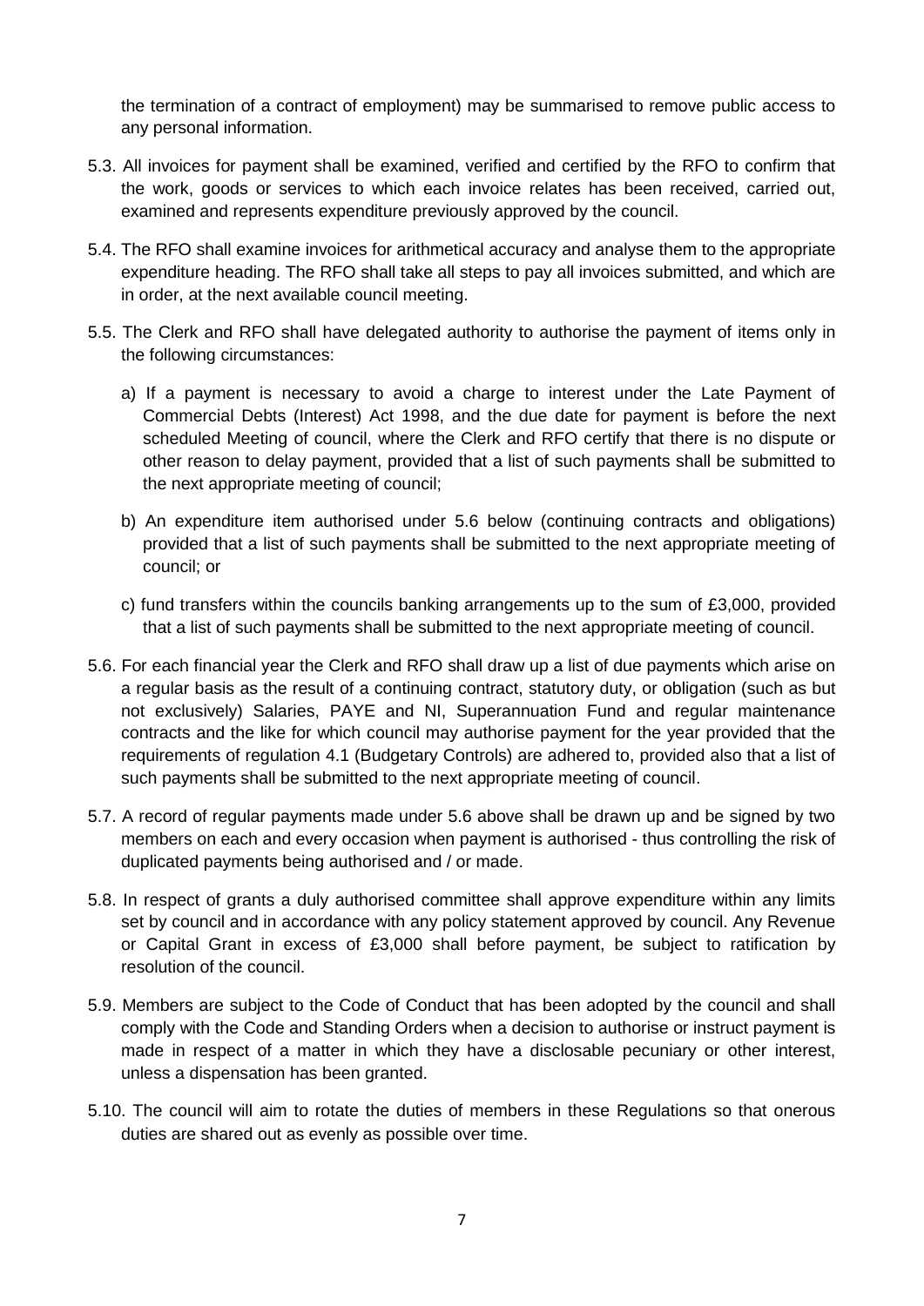the termination of a contract of employment) may be summarised to remove public access to any personal information.

5.3. All invoices for payment shall be examined, verified and certified by the RFO to confirm that the work, goods or services to which each invoice relates has been received, carried out, examined and represents expenditure previously approved by the council.

5.4. The RFO shall examine invoices for arithmetical accuracy and analyse them to the appropriate expenditure heading. The RFO shall take all steps to pay all invoices submitted, and which are in order, at the next available council meeting.

5.5. The Clerk and RFO shall have delegated authority to authorise the payment of items only in the following circumstances:

a) If a payment is necessary to avoid a charge to interest under the Late Payment of Commercial Debts (Interest) Act 1998, and the due date for payment is before the next scheduled Meeting of council, where the Clerk and RFO certify that there is no dispute or other reason to delay payment, provided that a list of such payments shall be submitted to the next appropriate meeting of council;

b) An expenditure item authorised under 5.6 below (continuing contracts and obligations) provided that a list of such payments shall be submitted to the next appropriate meeting of council; or

c) fund transfers within the councils banking arrangements up to the sum of £3,000, provided that a list of such payments shall be submitted to the next appropriate meeting of council.

5.6. For each financial year the Clerk and RFO shall draw up a list of due payments which arise on a regular basis as the result of a continuing contract, statutory duty, or obligation (such as but not exclusively) Salaries, PAYE and NI, Superannuation Fund and regular maintenance contracts and the like for which council may authorise payment for the year provided that the requirements of regulation 4.1 (Budgetary Controls) are adhered to, provided also that a list of such payments shall be submitted to the next appropriate meeting of council.

5.7. A record of regular payments made under 5.6 above shall be drawn up and be signed by two members on each and every occasion when payment is authorised - thus controlling the risk of duplicated payments being authorised and / or made.

5.8. In respect of grants a duly authorised committee shall approve expenditure within any limits set by council and in accordance with any policy statement approved by council. Any Revenue or Capital Grant in excess of £3,000 shall before payment, be subject to ratification by resolution of the council.

5.9. Members are subject to the Code of Conduct that has been adopted by the council and shall comply with the Code and Standing Orders when a decision to authorise or instruct payment is made in respect of a matter in which they have a disclosable pecuniary or other interest, unless a dispensation has been granted.

5.10. The council will aim to rotate the duties of members in these Regulations so that onerous duties are shared out as evenly as possible over time.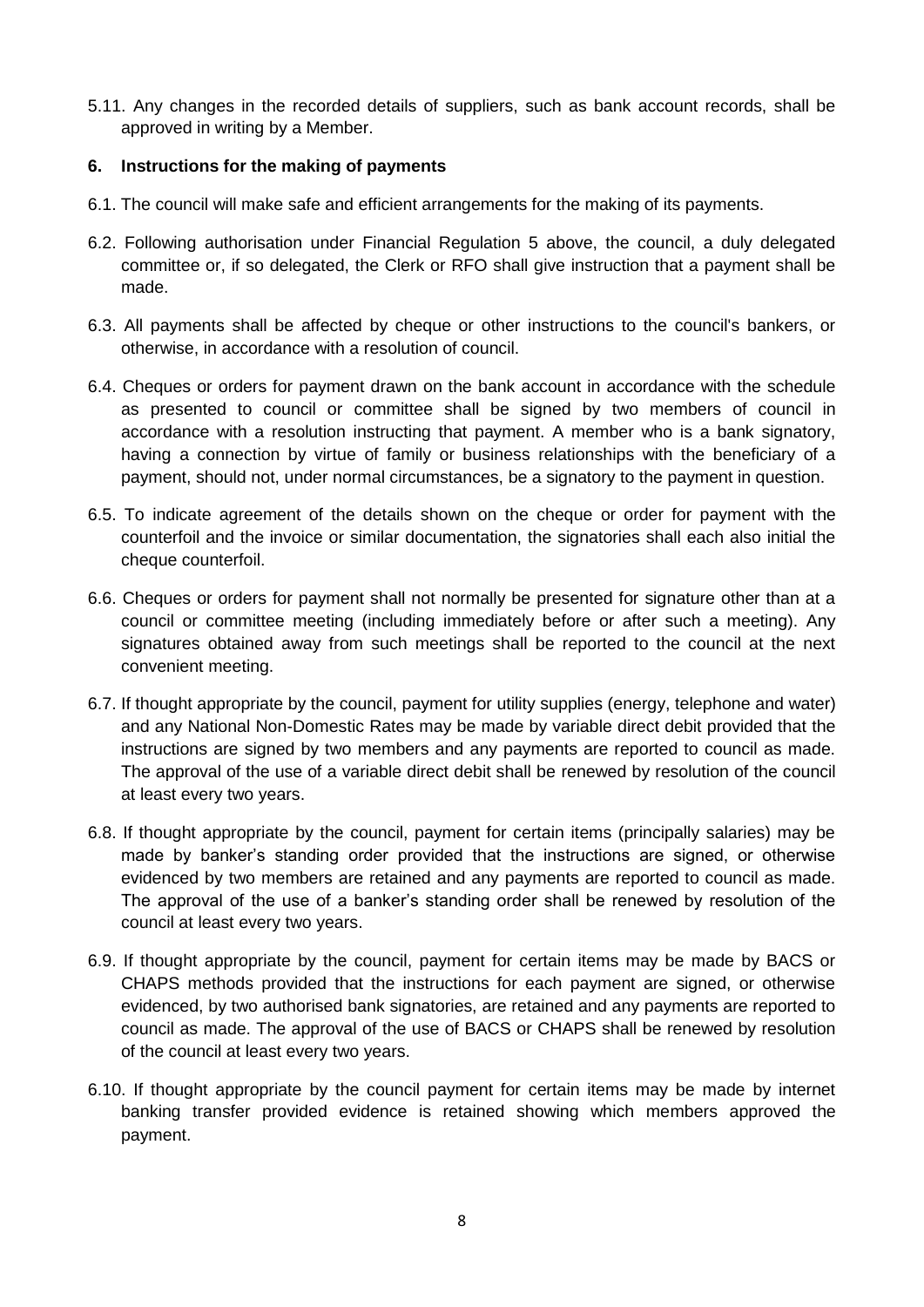5.11. Any changes in the recorded details of suppliers, such as bank account records, shall be approved in writing by a Member.

## 6. Instructions for the making of payments

6.1. The council will make safe and efficient arrangements for the making of its payments.

6.2. Following authorisation under Financial Regulation 5 above, the council, a duly delegated committee or, if so delegated, the Clerk or RFO shall give instruction that a payment shall be made.

6.3. All payments shall be affected by cheque or other instructions to the council's bankers, or otherwise, in accordance with a resolution of council.

6.4. Cheques or orders for payment drawn on the bank account in accordance with the schedule as presented to council or committee shall be signed by two members of council in accordance with a resolution instructing that payment. A member who is a bank signatory, having a connection by virtue of family or business relationships with the beneficiary of a payment, should not, under normal circumstances, be a signatory to the payment in question.

6.5. To indicate agreement of the details shown on the cheque or order for payment with the counterfoil and the invoice or similar documentation, the signatories shall each also initial the cheque counterfoil.

6.6. Cheques or orders for payment shall not normally be presented for signature other than at a council or committee meeting (including immediately before or after such a meeting). Any signatures obtained away from such meetings shall be reported to the council at the next convenient meeting.

6.7. If thought appropriate by the council, payment for utility supplies (energy, telephone and water) and any National Non-Domestic Rates may be made by variable direct debit provided that the instructions are signed by two members and any payments are reported to council as made. The approval of the use of a variable direct debit shall be renewed by resolution of the council at least every two years.

6.8. If thought appropriate by the council, payment for certain items (principally salaries) may be made by banker's standing order provided that the instructions are signed, or otherwise evidenced by two members are retained and any payments are reported to council as made. The approval of the use of a banker's standing order shall be renewed by resolution of the council at least every two years.

6.9. If thought appropriate by the council, payment for certain items may be made by BACS or CHAPS methods provided that the instructions for each payment are signed, or otherwise evidenced, by two authorised bank signatories, are retained and any payments are reported to council as made. The approval of the use of BACS or CHAPS shall be renewed by resolution of the council at least every two years.

6.10. If thought appropriate by the council payment for certain items may be made by internet banking transfer provided evidence is retained showing which members approved the payment.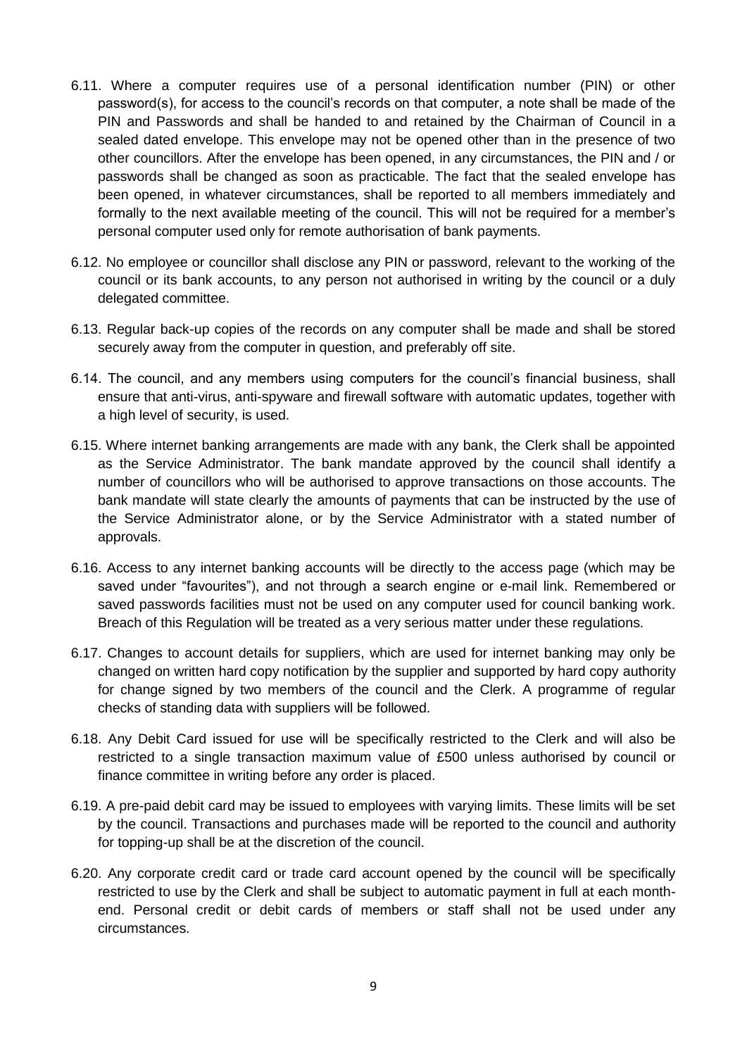6.11. Where a computer requires use of a personal identification number (PIN) or other password(s), for access to the council's records on that computer, a note shall be made of the PIN and Passwords and shall be handed to and retained by the Chairman of Council in a sealed dated envelope. This envelope may not be opened other than in the presence of two other councillors. After the envelope has been opened, in any circumstances, the PIN and / or passwords shall be changed as soon as practicable. The fact that the sealed envelope has been opened, in whatever circumstances, shall be reported to all members immediately and formally to the next available meeting of the council. This will not be required for a member's personal computer used only for remote authorisation of bank payments.

6.12. No employee or councillor shall disclose any PIN or password, relevant to the working of the council or its bank accounts, to any person not authorised in writing by the council or a duly delegated committee.

6.13. Regular back-up copies of the records on any computer shall be made and shall be stored securely away from the computer in question, and preferably off site.

6.14. The council, and any members using computers for the council's financial business, shall ensure that anti-virus, anti-spyware and firewall software with automatic updates, together with a high level of security, is used.

6.15. Where internet banking arrangements are made with any bank, the Clerk shall be appointed as the Service Administrator. The bank mandate approved by the council shall identify a number of councillors who will be authorised to approve transactions on those accounts. The bank mandate will state clearly the amounts of payments that can be instructed by the use of the Service Administrator alone, or by the Service Administrator with a stated number of approvals.

6.16. Access to any internet banking accounts will be directly to the access page (which may be saved under "favourites"), and not through a search engine or e-mail link. Remembered or saved passwords facilities must not be used on any computer used for council banking work. Breach of this Regulation will be treated as a very serious matter under these regulations.

6.17. Changes to account details for suppliers, which are used for internet banking may only be changed on written hard copy notification by the supplier and supported by hard copy authority for change signed by two members of the council and the Clerk. A programme of regular checks of standing data with suppliers will be followed.

6.18. Any Debit Card issued for use will be specifically restricted to the Clerk and will also be restricted to a single transaction maximum value of £500 unless authorised by council or finance committee in writing before any order is placed.

6.19. A pre-paid debit card may be issued to employees with varying limits. These limits will be set by the council. Transactions and purchases made will be reported to the council and authority for topping-up shall be at the discretion of the council.

6.20. Any corporate credit card or trade card account opened by the council will be specifically restricted to use by the Clerk and shall be subject to automatic payment in full at each month-end. Personal credit or debit cards of members or staff shall not be used under any circumstances.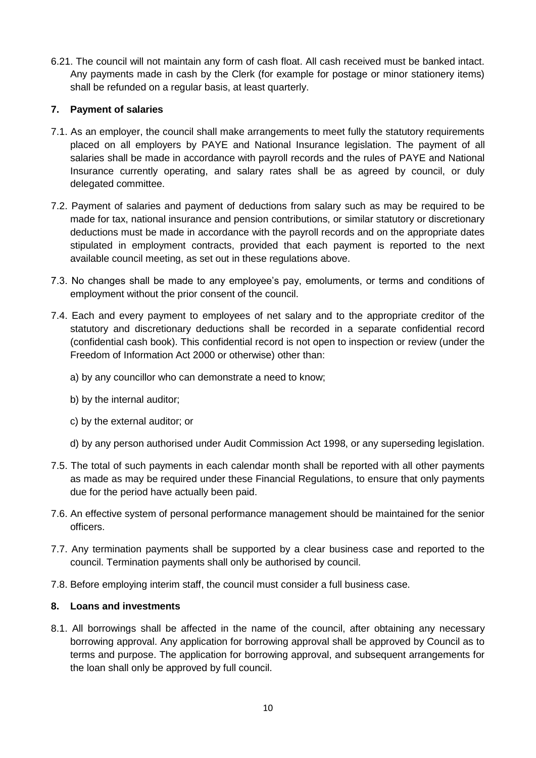6.21. The council will not maintain any form of cash float. All cash received must be banked intact. Any payments made in cash by the Clerk (for example for postage or minor stationery items) shall be refunded on a regular basis, at least quarterly.

## 7. Payment of salaries

7.1. As an employer, the council shall make arrangements to meet fully the statutory requirements placed on all employers by PAYE and National Insurance legislation. The payment of all salaries shall be made in accordance with payroll records and the rules of PAYE and National Insurance currently operating, and salary rates shall be as agreed by council, or duly delegated committee.

7.2. Payment of salaries and payment of deductions from salary such as may be required to be made for tax, national insurance and pension contributions, or similar statutory or discretionary deductions must be made in accordance with the payroll records and on the appropriate dates stipulated in employment contracts, provided that each payment is reported to the next available council meeting, as set out in these regulations above.

7.3. No changes shall be made to any employee's pay, emoluments, or terms and conditions of employment without the prior consent of the council.

7.4. Each and every payment to employees of net salary and to the appropriate creditor of the statutory and discretionary deductions shall be recorded in a separate confidential record (confidential cash book). This confidential record is not open to inspection or review (under the Freedom of Information Act 2000 or otherwise) other than:

a) by any councillor who can demonstrate a need to know;

b) by the internal auditor;

c) by the external auditor; or

d) by any person authorised under Audit Commission Act 1998, or any superseding legislation.

7.5. The total of such payments in each calendar month shall be reported with all other payments as made as may be required under these Financial Regulations, to ensure that only payments due for the period have actually been paid.

7.6. An effective system of personal performance management should be maintained for the senior officers.

7.7. Any termination payments shall be supported by a clear business case and reported to the council. Termination payments shall only be authorised by council.

7.8. Before employing interim staff, the council must consider a full business case.

## 8. Loans and investments

8.1. All borrowings shall be affected in the name of the council, after obtaining any necessary borrowing approval. Any application for borrowing approval shall be approved by Council as to terms and purpose. The application for borrowing approval, and subsequent arrangements for the loan shall only be approved by full council.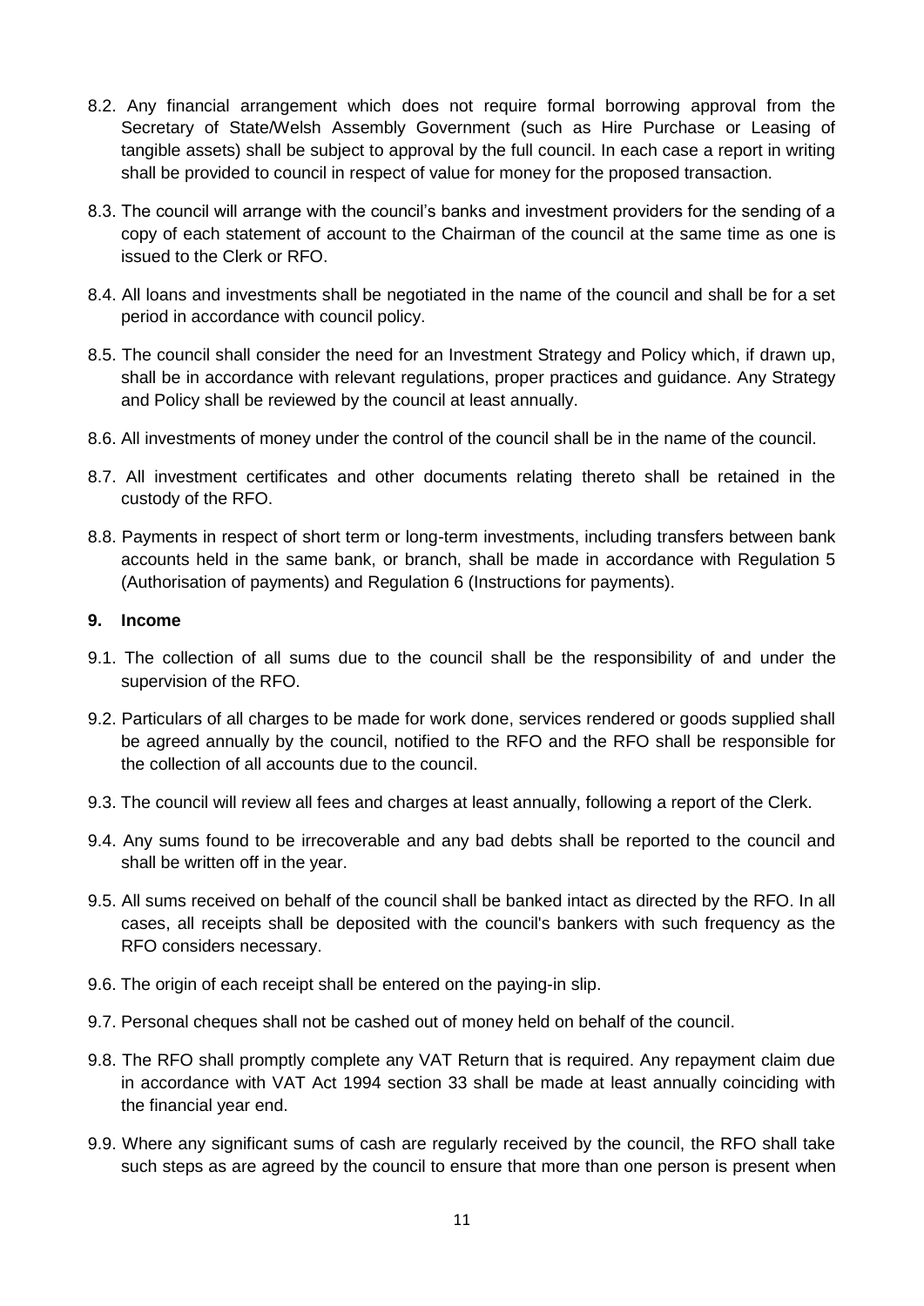8.2. Any financial arrangement which does not require formal borrowing approval from the Secretary of State/Welsh Assembly Government (such as Hire Purchase or Leasing of tangible assets) shall be subject to approval by the full council. In each case a report in writing shall be provided to council in respect of value for money for the proposed transaction.

8.3. The council will arrange with the council's banks and investment providers for the sending of a copy of each statement of account to the Chairman of the council at the same time as one is issued to the Clerk or RFO.

8.4. All loans and investments shall be negotiated in the name of the council and shall be for a set period in accordance with council policy.

8.5. The council shall consider the need for an Investment Strategy and Policy which, if drawn up, shall be in accordance with relevant regulations, proper practices and guidance. Any Strategy and Policy shall be reviewed by the council at least annually.

8.6. All investments of money under the control of the council shall be in the name of the council.

8.7. All investment certificates and other documents relating thereto shall be retained in the custody of the RFO.

8.8. Payments in respect of short term or long-term investments, including transfers between bank accounts held in the same bank, or branch, shall be made in accordance with Regulation 5 (Authorisation of payments) and Regulation 6 (Instructions for payments).

## 9. Income

9.1. The collection of all sums due to the council shall be the responsibility of and under the supervision of the RFO.

9.2. Particulars of all charges to be made for work done, services rendered or goods supplied shall be agreed annually by the council, notified to the RFO and the RFO shall be responsible for the collection of all accounts due to the council.

9.3. The council will review all fees and charges at least annually, following a report of the Clerk.

9.4. Any sums found to be irrecoverable and any bad debts shall be reported to the council and shall be written off in the year.

9.5. All sums received on behalf of the council shall be banked intact as directed by the RFO. In all cases, all receipts shall be deposited with the council's bankers with such frequency as the RFO considers necessary.

9.6. The origin of each receipt shall be entered on the paying-in slip.

9.7. Personal cheques shall not be cashed out of money held on behalf of the council.

9.8. The RFO shall promptly complete any VAT Return that is required. Any repayment claim due in accordance with VAT Act 1994 section 33 shall be made at least annually coinciding with the financial year end.

9.9. Where any significant sums of cash are regularly received by the council, the RFO shall take such steps as are agreed by the council to ensure that more than one person is present when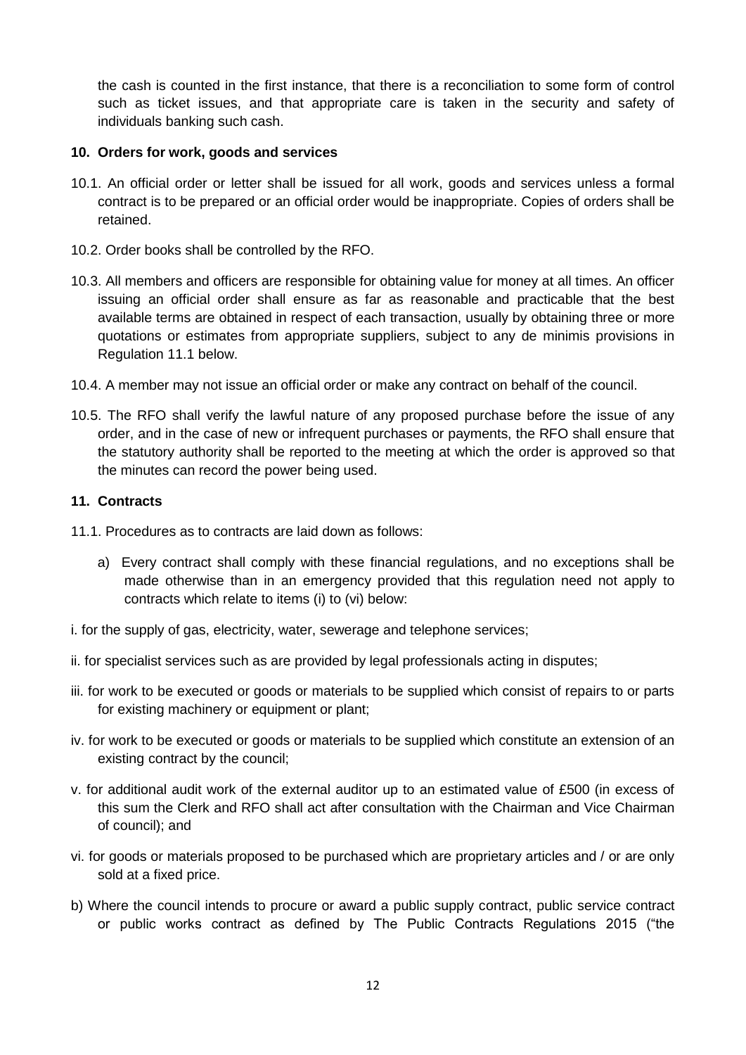the cash is counted in the first instance, that there is a reconciliation to some form of control such as ticket issues, and that appropriate care is taken in the security and safety of individuals banking such cash.

**10. Orders for work, goods and services**

10.1. An official order or letter shall be issued for all work, goods and services unless a formal contract is to be prepared or an official order would be inappropriate. Copies of orders shall be retained.

10.2. Order books shall be controlled by the RFO.

10.3. All members and officers are responsible for obtaining value for money at all times. An officer issuing an official order shall ensure as far as reasonable and practicable that the best available terms are obtained in respect of each transaction, usually by obtaining three or more quotations or estimates from appropriate suppliers, subject to any de minimis provisions in Regulation 11.1 below.

10.4. A member may not issue an official order or make any contract on behalf of the council.

10.5. The RFO shall verify the lawful nature of any proposed purchase before the issue of any order, and in the case of new or infrequent purchases or payments, the RFO shall ensure that the statutory authority shall be reported to the meeting at which the order is approved so that the minutes can record the power being used.

**11. Contracts**

11.1. Procedures as to contracts are laid down as follows:

a) Every contract shall comply with these financial regulations, and no exceptions shall be made otherwise than in an emergency provided that this regulation need not apply to contracts which relate to items (i) to (vi) below:

i. for the supply of gas, electricity, water, sewerage and telephone services;

ii. for specialist services such as are provided by legal professionals acting in disputes;

iii. for work to be executed or goods or materials to be supplied which consist of repairs to or parts for existing machinery or equipment or plant;

iv. for work to be executed or goods or materials to be supplied which constitute an extension of an existing contract by the council;

v. for additional audit work of the external auditor up to an estimated value of £500 (in excess of this sum the Clerk and RFO shall act after consultation with the Chairman and Vice Chairman of council); and

vi. for goods or materials proposed to be purchased which are proprietary articles and / or are only sold at a fixed price.

b) Where the council intends to procure or award a public supply contract, public service contract or public works contract as defined by The Public Contracts Regulations 2015 ("the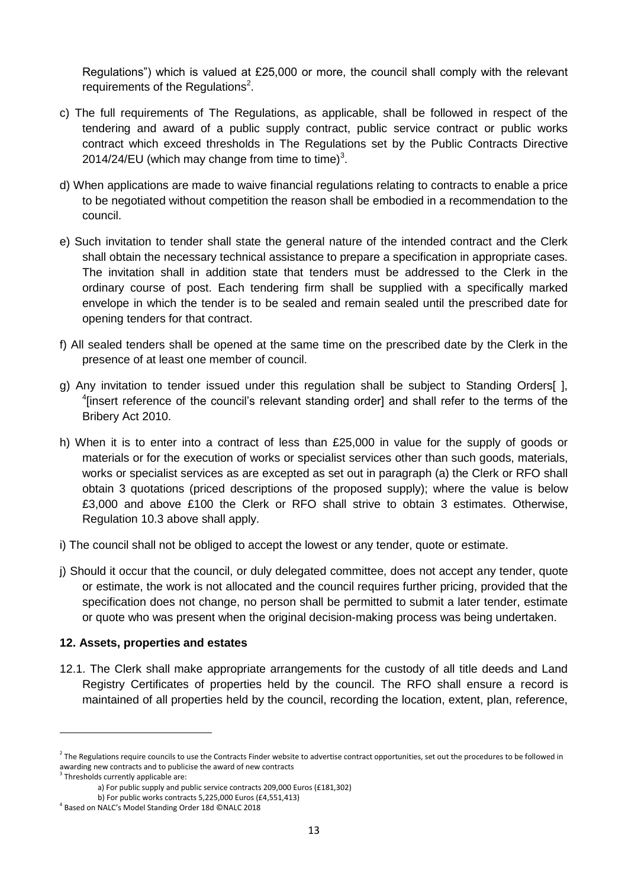Regulations") which is valued at £25,000 or more, the council shall comply with the relevant requirements of the Regulations[2].

c) The full requirements of The Regulations, as applicable, shall be followed in respect of the tendering and award of a public supply contract, public service contract or public works contract which exceed thresholds in The Regulations set by the Public Contracts Directive 2014/24/EU (which may change from time to time)[3].

d) When applications are made to waive financial regulations relating to contracts to enable a price to be negotiated without competition the reason shall be embodied in a recommendation to the council.

e) Such invitation to tender shall state the general nature of the intended contract and the Clerk shall obtain the necessary technical assistance to prepare a specification in appropriate cases. The invitation shall in addition state that tenders must be addressed to the Clerk in the ordinary course of post. Each tendering firm shall be supplied with a specifically marked envelope in which the tender is to be sealed and remain sealed until the prescribed date for opening tenders for that contract.

f) All sealed tenders shall be opened at the same time on the prescribed date by the Clerk in the presence of at least one member of council.

g) Any invitation to tender issued under this regulation shall be subject to Standing Orders[ ], [4][insert reference of the council's relevant standing order] and shall refer to the terms of the Bribery Act 2010.

h) When it is to enter into a contract of less than £25,000 in value for the supply of goods or materials or for the execution of works or specialist services other than such goods, materials, works or specialist services as are excepted as set out in paragraph (a) the Clerk or RFO shall obtain 3 quotations (priced descriptions of the proposed supply); where the value is below £3,000 and above £100 the Clerk or RFO shall strive to obtain 3 estimates. Otherwise, Regulation 10.3 above shall apply.

i) The council shall not be obliged to accept the lowest or any tender, quote or estimate.

j) Should it occur that the council, or duly delegated committee, does not accept any tender, quote or estimate, the work is not allocated and the council requires further pricing, provided that the specification does not change, no person shall be permitted to submit a later tender, estimate or quote who was present when the original decision-making process was being undertaken.

### 12. Assets, properties and estates

12.1. The Clerk shall make appropriate arrangements for the custody of all title deeds and Land Registry Certificates of properties held by the council. The RFO shall ensure a record is maintained of all properties held by the council, recording the location, extent, plan, reference,

---

[2] The Regulations require councils to use the Contracts Finder website to advertise contract opportunities, set out the procedures to be followed in awarding new contracts and to publicise the award of new contracts

[3] Thresholds currently applicable are:

a) For public supply and public service contracts 209,000 Euros (£181,302)

b) For public works contracts 5,225,000 Euros (£4,551,413)

[4] Based on NALC's Model Standing Order 18d ©NALC 2018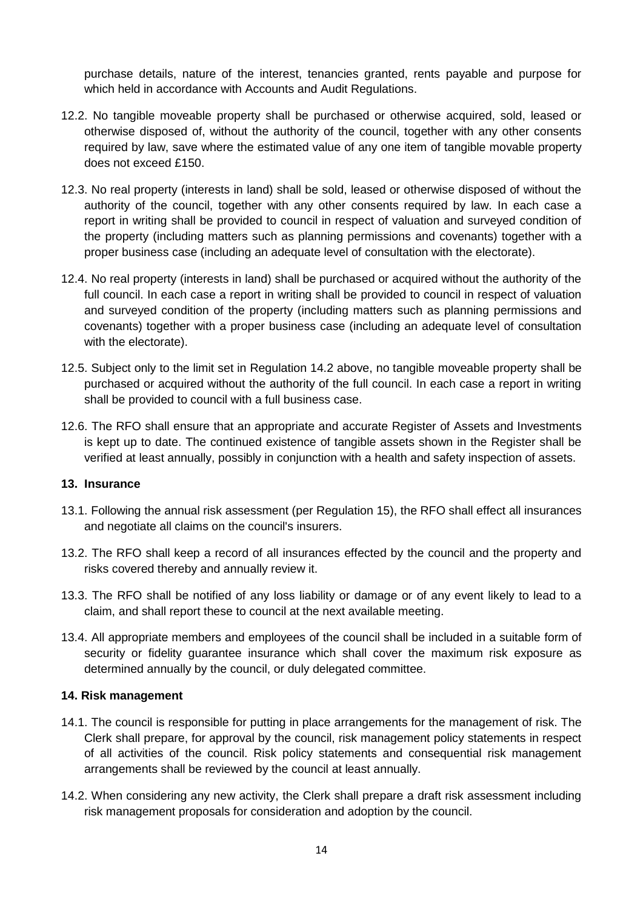purchase details, nature of the interest, tenancies granted, rents payable and purpose for which held in accordance with Accounts and Audit Regulations.

12.2. No tangible moveable property shall be purchased or otherwise acquired, sold, leased or otherwise disposed of, without the authority of the council, together with any other consents required by law, save where the estimated value of any one item of tangible movable property does not exceed £150.

12.3. No real property (interests in land) shall be sold, leased or otherwise disposed of without the authority of the council, together with any other consents required by law. In each case a report in writing shall be provided to council in respect of valuation and surveyed condition of the property (including matters such as planning permissions and covenants) together with a proper business case (including an adequate level of consultation with the electorate).

12.4. No real property (interests in land) shall be purchased or acquired without the authority of the full council. In each case a report in writing shall be provided to council in respect of valuation and surveyed condition of the property (including matters such as planning permissions and covenants) together with a proper business case (including an adequate level of consultation with the electorate).

12.5. Subject only to the limit set in Regulation 14.2 above, no tangible moveable property shall be purchased or acquired without the authority of the full council. In each case a report in writing shall be provided to council with a full business case.

12.6. The RFO shall ensure that an appropriate and accurate Register of Assets and Investments is kept up to date. The continued existence of tangible assets shown in the Register shall be verified at least annually, possibly in conjunction with a health and safety inspection of assets.

## 13. Insurance

13.1. Following the annual risk assessment (per Regulation 15), the RFO shall effect all insurances and negotiate all claims on the council's insurers.

13.2. The RFO shall keep a record of all insurances effected by the council and the property and risks covered thereby and annually review it.

13.3. The RFO shall be notified of any loss liability or damage or of any event likely to lead to a claim, and shall report these to council at the next available meeting.

13.4. All appropriate members and employees of the council shall be included in a suitable form of security or fidelity guarantee insurance which shall cover the maximum risk exposure as determined annually by the council, or duly delegated committee.

## 14. Risk management

14.1. The council is responsible for putting in place arrangements for the management of risk. The Clerk shall prepare, for approval by the council, risk management policy statements in respect of all activities of the council. Risk policy statements and consequential risk management arrangements shall be reviewed by the council at least annually.

14.2. When considering any new activity, the Clerk shall prepare a draft risk assessment including risk management proposals for consideration and adoption by the council.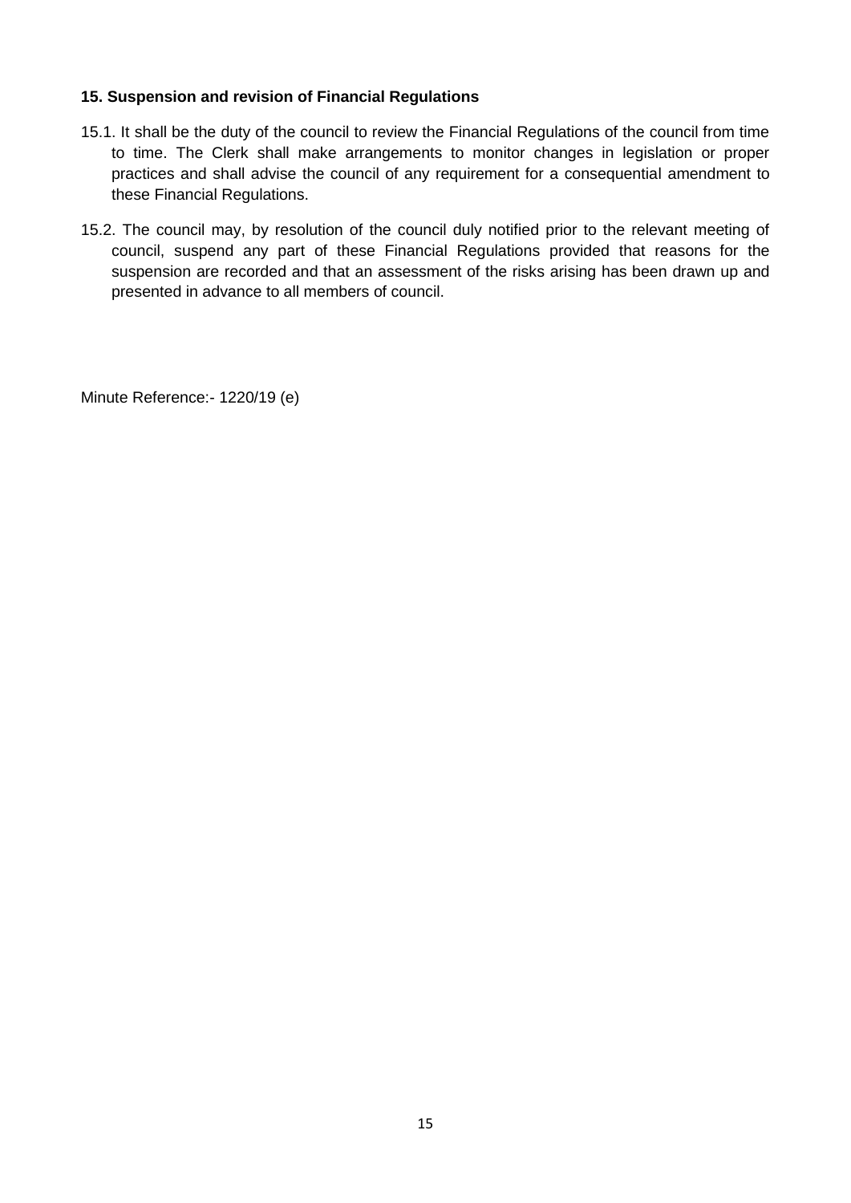**15. Suspension and revision of Financial Regulations**

15.1. It shall be the duty of the council to review the Financial Regulations of the council from time to time. The Clerk shall make arrangements to monitor changes in legislation or proper practices and shall advise the council of any requirement for a consequential amendment to these Financial Regulations.

15.2. The council may, by resolution of the council duly notified prior to the relevant meeting of council, suspend any part of these Financial Regulations provided that reasons for the suspension are recorded and that an assessment of the risks arising has been drawn up and presented in advance to all members of council.

Minute Reference:- 1220/19 (e)